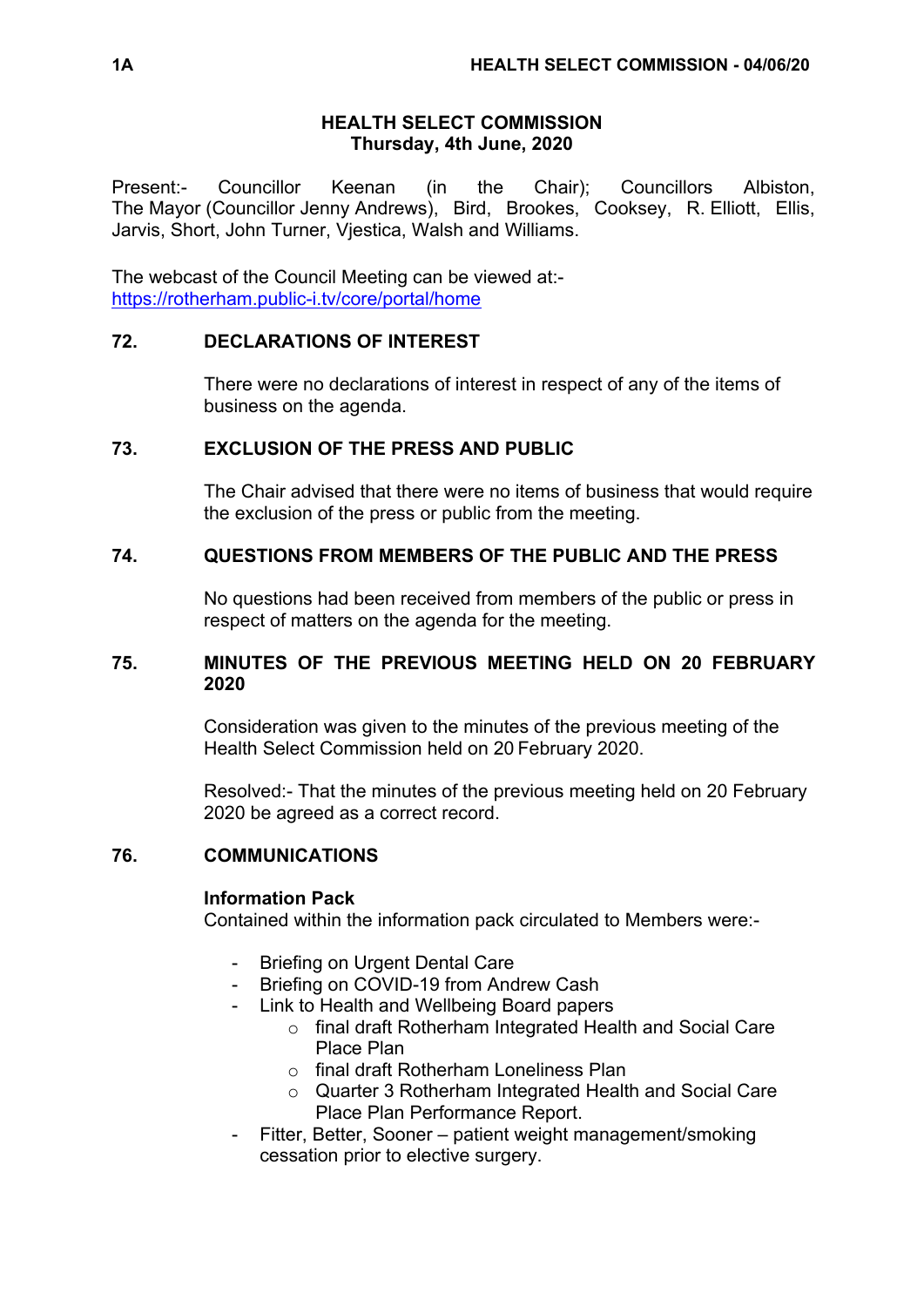# HEALTH SELECT COMMISSION
## Thursday, 4th June, 2020

Present:- Councillor Keenan (in the Chair); Councillors Albiston, The Mayor (Councillor Jenny Andrews), Bird, Brookes, Cooksey, R. Elliott, Ellis, Jarvis, Short, John Turner, Vjestica, Walsh and Williams.

The webcast of the Council Meeting can be viewed at:-
https://rotherham.public-i.tv/core/portal/home

### 72. DECLARATIONS OF INTEREST

There were no declarations of interest in respect of any of the items of business on the agenda.

### 73. EXCLUSION OF THE PRESS AND PUBLIC

The Chair advised that there were no items of business that would require the exclusion of the press or public from the meeting.

### 74. QUESTIONS FROM MEMBERS OF THE PUBLIC AND THE PRESS

No questions had been received from members of the public or press in respect of matters on the agenda for the meeting.

### 75. MINUTES OF THE PREVIOUS MEETING HELD ON 20 FEBRUARY 2020

Consideration was given to the minutes of the previous meeting of the Health Select Commission held on 20 February 2020.

Resolved:- That the minutes of the previous meeting held on 20 February 2020 be agreed as a correct record.

### 76. COMMUNICATIONS

**Information Pack**

Contained within the information pack circulated to Members were:-

- Briefing on Urgent Dental Care
- Briefing on COVID-19 from Andrew Cash
- Link to Health and Wellbeing Board papers
  - final draft Rotherham Integrated Health and Social Care Place Plan
  - final draft Rotherham Loneliness Plan
  - Quarter 3 Rotherham Integrated Health and Social Care Place Plan Performance Report.
- Fitter, Better, Sooner – patient weight management/smoking cessation prior to elective surgery.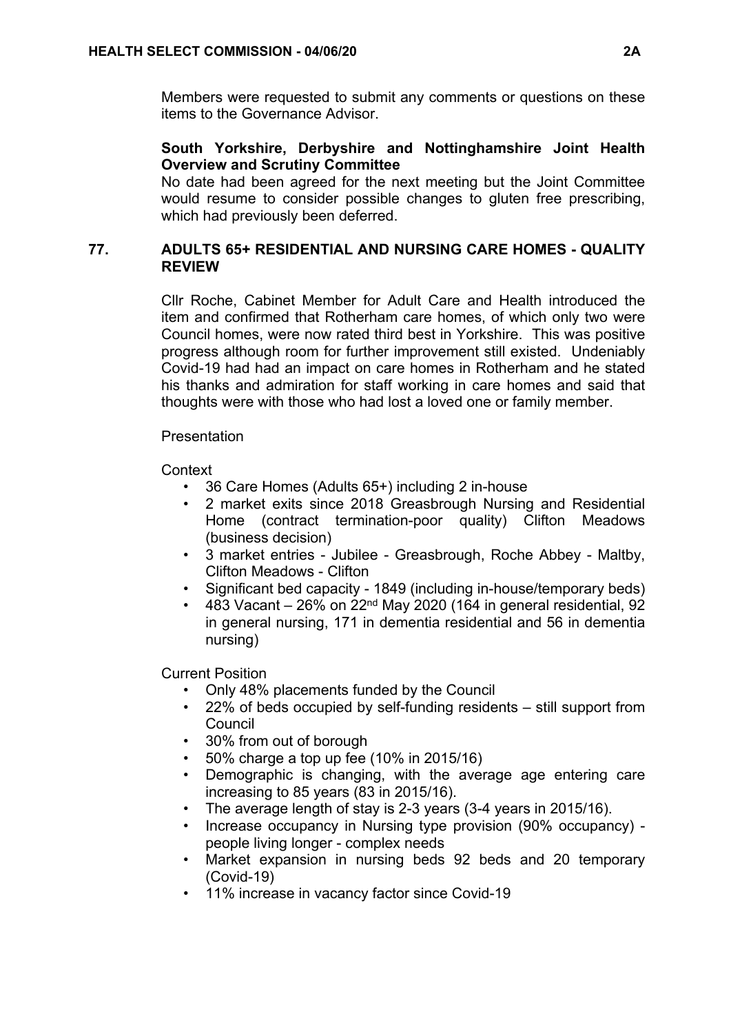Members were requested to submit any comments or questions on these items to the Governance Advisor.

**South Yorkshire, Derbyshire and Nottinghamshire Joint Health Overview and Scrutiny Committee**

No date had been agreed for the next meeting but the Joint Committee would resume to consider possible changes to gluten free prescribing, which had previously been deferred.

## 77. ADULTS 65+ RESIDENTIAL AND NURSING CARE HOMES - QUALITY REVIEW

Cllr Roche, Cabinet Member for Adult Care and Health introduced the item and confirmed that Rotherham care homes, of which only two were Council homes, were now rated third best in Yorkshire. This was positive progress although room for further improvement still existed. Undeniably Covid-19 had had an impact on care homes in Rotherham and he stated his thanks and admiration for staff working in care homes and said that thoughts were with those who had lost a loved one or family member.

Presentation

Context

- 36 Care Homes (Adults 65+) including 2 in-house
- 2 market exits since 2018 Greasbrough Nursing and Residential Home (contract termination-poor quality) Clifton Meadows (business decision)
- 3 market entries - Jubilee - Greasbrough, Roche Abbey - Maltby, Clifton Meadows - Clifton
- Significant bed capacity - 1849 (including in-house/temporary beds)
- 483 Vacant – 26% on 22nd May 2020 (164 in general residential, 92 in general nursing, 171 in dementia residential and 56 in dementia nursing)

Current Position

- Only 48% placements funded by the Council
- 22% of beds occupied by self-funding residents – still support from Council
- 30% from out of borough
- 50% charge a top up fee (10% in 2015/16)
- Demographic is changing, with the average age entering care increasing to 85 years (83 in 2015/16).
- The average length of stay is 2-3 years (3-4 years in 2015/16).
- Increase occupancy in Nursing type provision (90% occupancy) - people living longer - complex needs
- Market expansion in nursing beds 92 beds and 20 temporary (Covid-19)
- 11% increase in vacancy factor since Covid-19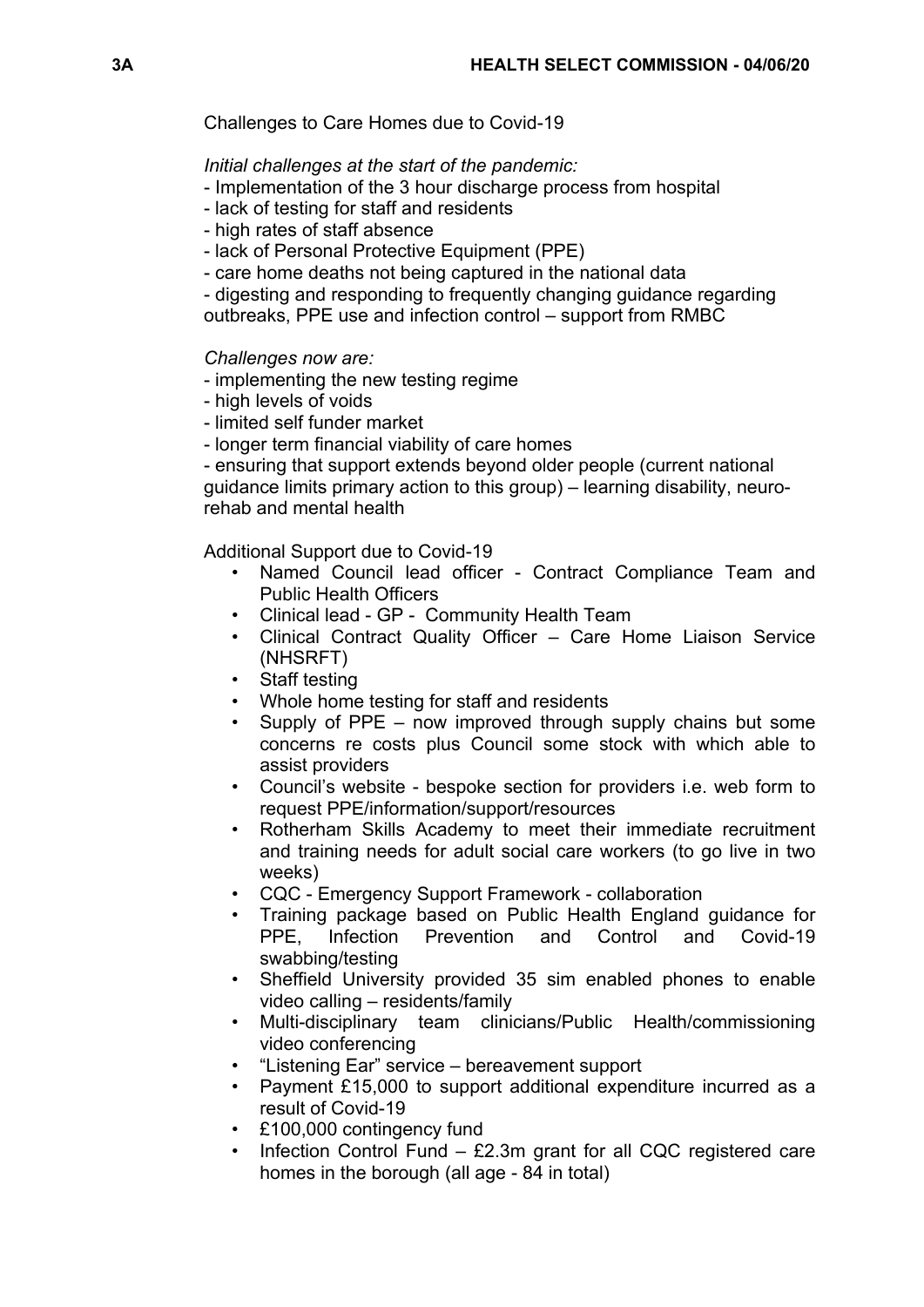Challenges to Care Homes due to Covid-19

*Initial challenges at the start of the pandemic:*

- Implementation of the 3 hour discharge process from hospital
- lack of testing for staff and residents
- high rates of staff absence
- lack of Personal Protective Equipment (PPE)
- care home deaths not being captured in the national data
- digesting and responding to frequently changing guidance regarding outbreaks, PPE use and infection control – support from RMBC

*Challenges now are:*

- implementing the new testing regime
- high levels of voids
- limited self funder market
- longer term financial viability of care homes
- ensuring that support extends beyond older people (current national guidance limits primary action to this group) – learning disability, neuro-rehab and mental health

Additional Support due to Covid-19

- Named Council lead officer - Contract Compliance Team and Public Health Officers
- Clinical lead - GP - Community Health Team
- Clinical Contract Quality Officer – Care Home Liaison Service (NHSRFT)
- Staff testing
- Whole home testing for staff and residents
- Supply of PPE – now improved through supply chains but some concerns re costs plus Council some stock with which able to assist providers
- Council's website - bespoke section for providers i.e. web form to request PPE/information/support/resources
- Rotherham Skills Academy to meet their immediate recruitment and training needs for adult social care workers (to go live in two weeks)
- CQC - Emergency Support Framework - collaboration
- Training package based on Public Health England guidance for PPE, Infection Prevention and Control and Covid-19 swabbing/testing
- Sheffield University provided 35 sim enabled phones to enable video calling – residents/family
- Multi-disciplinary team clinicians/Public Health/commissioning video conferencing
- "Listening Ear" service – bereavement support
- Payment £15,000 to support additional expenditure incurred as a result of Covid-19
- £100,000 contingency fund
- Infection Control Fund – £2.3m grant for all CQC registered care homes in the borough (all age - 84 in total)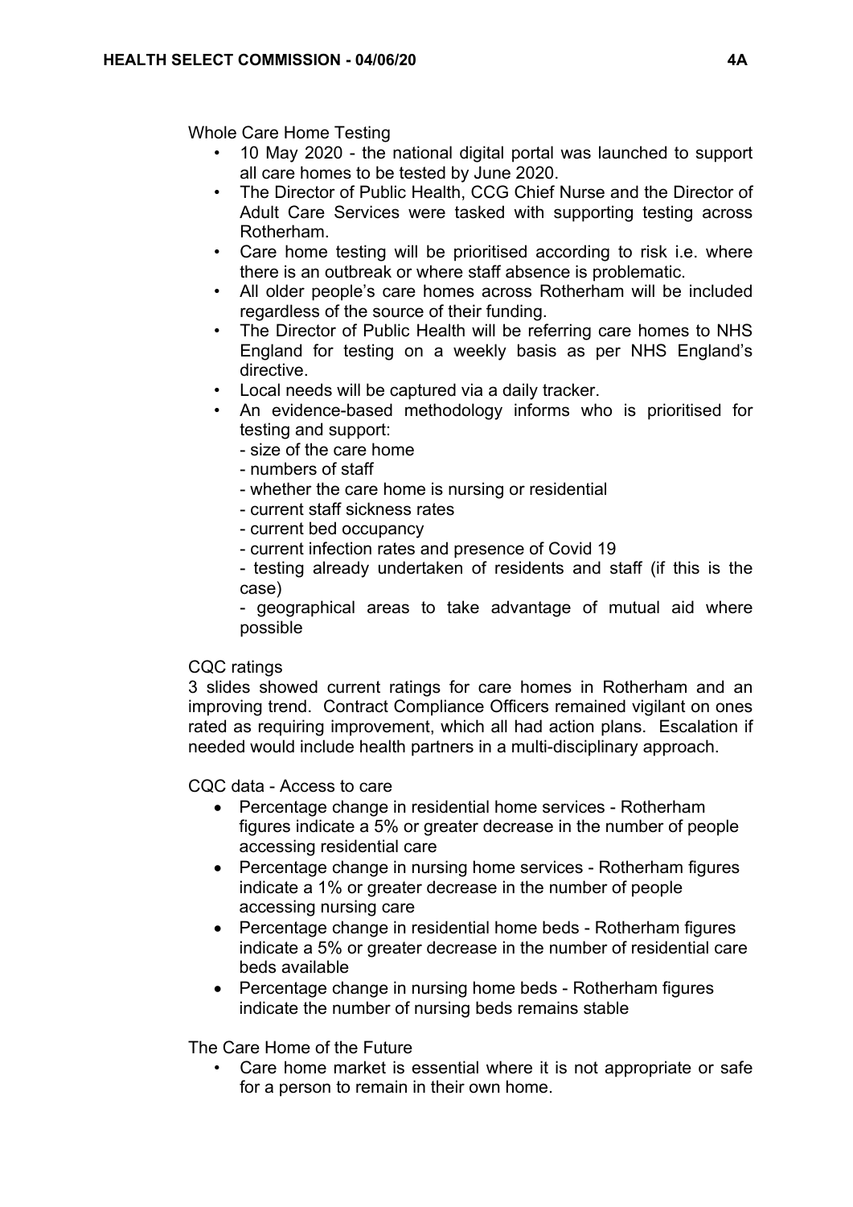Whole Care Home Testing

- 10 May 2020 - the national digital portal was launched to support all care homes to be tested by June 2020.
- The Director of Public Health, CCG Chief Nurse and the Director of Adult Care Services were tasked with supporting testing across Rotherham.
- Care home testing will be prioritised according to risk i.e. where there is an outbreak or where staff absence is problematic.
- All older people's care homes across Rotherham will be included regardless of the source of their funding.
- The Director of Public Health will be referring care homes to NHS England for testing on a weekly basis as per NHS England's directive.
- Local needs will be captured via a daily tracker.
- An evidence-based methodology informs who is prioritised for testing and support:
  - size of the care home
  - numbers of staff
  - whether the care home is nursing or residential
  - current staff sickness rates
  - current bed occupancy
  - current infection rates and presence of Covid 19
  - testing already undertaken of residents and staff (if this is the case)
  - geographical areas to take advantage of mutual aid where possible

CQC ratings

3 slides showed current ratings for care homes in Rotherham and an improving trend. Contract Compliance Officers remained vigilant on ones rated as requiring improvement, which all had action plans. Escalation if needed would include health partners in a multi-disciplinary approach.

CQC data - Access to care

- Percentage change in residential home services - Rotherham figures indicate a 5% or greater decrease in the number of people accessing residential care
- Percentage change in nursing home services - Rotherham figures indicate a 1% or greater decrease in the number of people accessing nursing care
- Percentage change in residential home beds - Rotherham figures indicate a 5% or greater decrease in the number of residential care beds available
- Percentage change in nursing home beds - Rotherham figures indicate the number of nursing beds remains stable

The Care Home of the Future

- Care home market is essential where it is not appropriate or safe for a person to remain in their own home.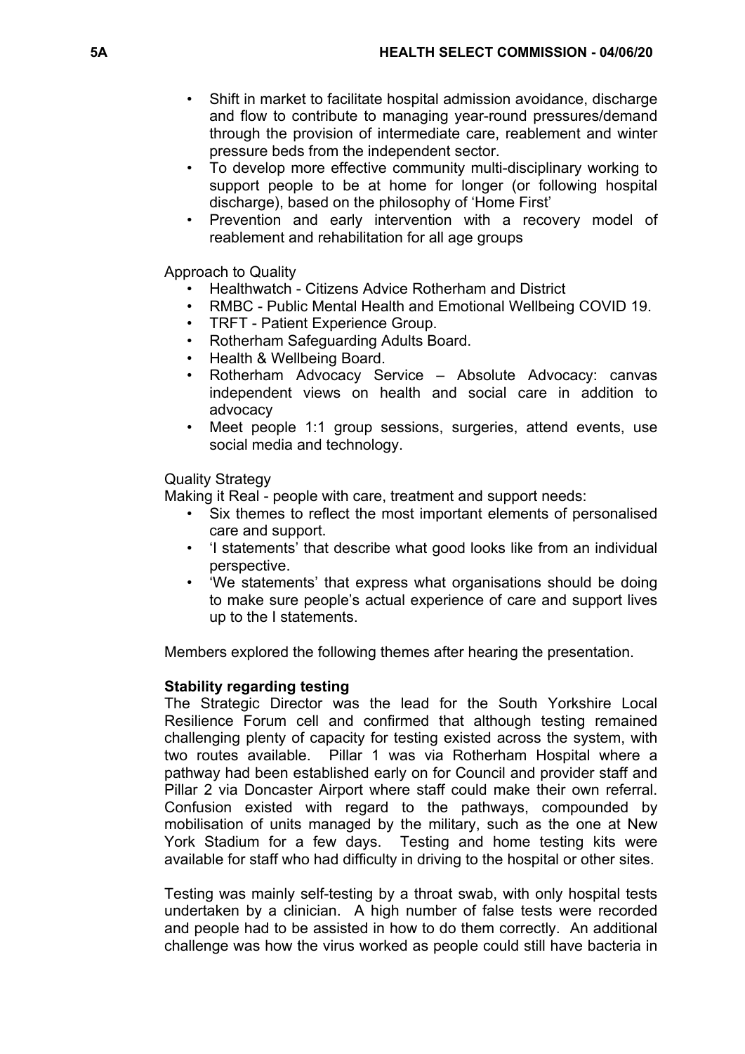- Shift in market to facilitate hospital admission avoidance, discharge and flow to contribute to managing year-round pressures/demand through the provision of intermediate care, reablement and winter pressure beds from the independent sector.
- To develop more effective community multi-disciplinary working to support people to be at home for longer (or following hospital discharge), based on the philosophy of 'Home First'
- Prevention and early intervention with a recovery model of reablement and rehabilitation for all age groups

Approach to Quality

- Healthwatch - Citizens Advice Rotherham and District
- RMBC - Public Mental Health and Emotional Wellbeing COVID 19.
- TRFT - Patient Experience Group.
- Rotherham Safeguarding Adults Board.
- Health & Wellbeing Board.
- Rotherham Advocacy Service – Absolute Advocacy: canvas independent views on health and social care in addition to advocacy
- Meet people 1:1 group sessions, surgeries, attend events, use social media and technology.

Quality Strategy

Making it Real - people with care, treatment and support needs:

- Six themes to reflect the most important elements of personalised care and support.
- 'I statements' that describe what good looks like from an individual perspective.
- 'We statements' that express what organisations should be doing to make sure people's actual experience of care and support lives up to the I statements.

Members explored the following themes after hearing the presentation.

**Stability regarding testing**

The Strategic Director was the lead for the South Yorkshire Local Resilience Forum cell and confirmed that although testing remained challenging plenty of capacity for testing existed across the system, with two routes available. Pillar 1 was via Rotherham Hospital where a pathway had been established early on for Council and provider staff and Pillar 2 via Doncaster Airport where staff could make their own referral. Confusion existed with regard to the pathways, compounded by mobilisation of units managed by the military, such as the one at New York Stadium for a few days. Testing and home testing kits were available for staff who had difficulty in driving to the hospital or other sites.

Testing was mainly self-testing by a throat swab, with only hospital tests undertaken by a clinician. A high number of false tests were recorded and people had to be assisted in how to do them correctly. An additional challenge was how the virus worked as people could still have bacteria in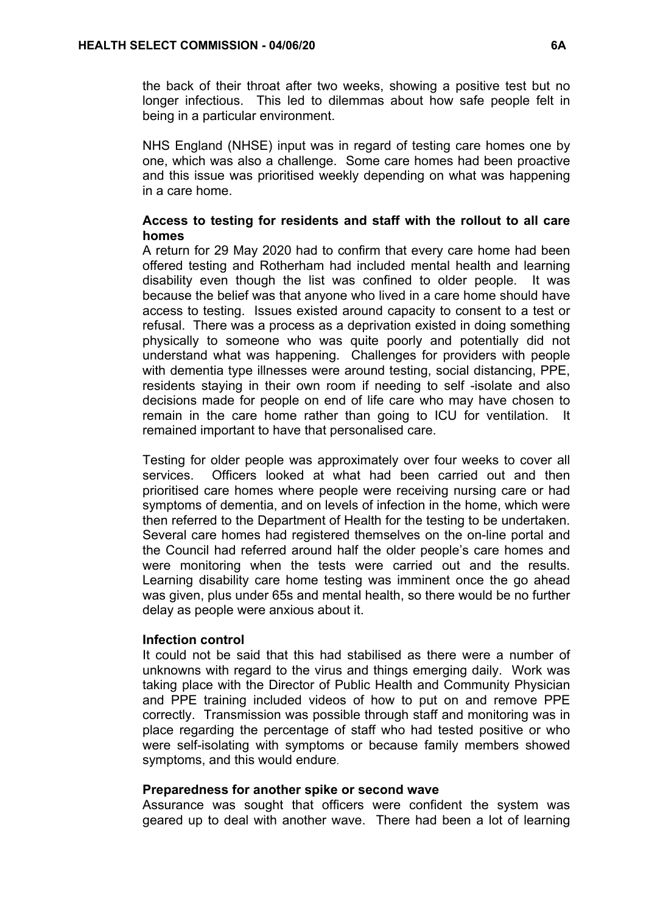the back of their throat after two weeks, showing a positive test but no longer infectious. This led to dilemmas about how safe people felt in being in a particular environment.

NHS England (NHSE) input was in regard of testing care homes one by one, which was also a challenge. Some care homes had been proactive and this issue was prioritised weekly depending on what was happening in a care home.

**Access to testing for residents and staff with the rollout to all care homes**

A return for 29 May 2020 had to confirm that every care home had been offered testing and Rotherham had included mental health and learning disability even though the list was confined to older people. It was because the belief was that anyone who lived in a care home should have access to testing. Issues existed around capacity to consent to a test or refusal. There was a process as a deprivation existed in doing something physically to someone who was quite poorly and potentially did not understand what was happening. Challenges for providers with people with dementia type illnesses were around testing, social distancing, PPE, residents staying in their own room if needing to self -isolate and also decisions made for people on end of life care who may have chosen to remain in the care home rather than going to ICU for ventilation. It remained important to have that personalised care.

Testing for older people was approximately over four weeks to cover all services. Officers looked at what had been carried out and then prioritised care homes where people were receiving nursing care or had symptoms of dementia, and on levels of infection in the home, which were then referred to the Department of Health for the testing to be undertaken. Several care homes had registered themselves on the on-line portal and the Council had referred around half the older people's care homes and were monitoring when the tests were carried out and the results. Learning disability care home testing was imminent once the go ahead was given, plus under 65s and mental health, so there would be no further delay as people were anxious about it.

**Infection control**

It could not be said that this had stabilised as there were a number of unknowns with regard to the virus and things emerging daily. Work was taking place with the Director of Public Health and Community Physician and PPE training included videos of how to put on and remove PPE correctly. Transmission was possible through staff and monitoring was in place regarding the percentage of staff who had tested positive or who were self-isolating with symptoms or because family members showed symptoms, and this would endure.

**Preparedness for another spike or second wave**

Assurance was sought that officers were confident the system was geared up to deal with another wave. There had been a lot of learning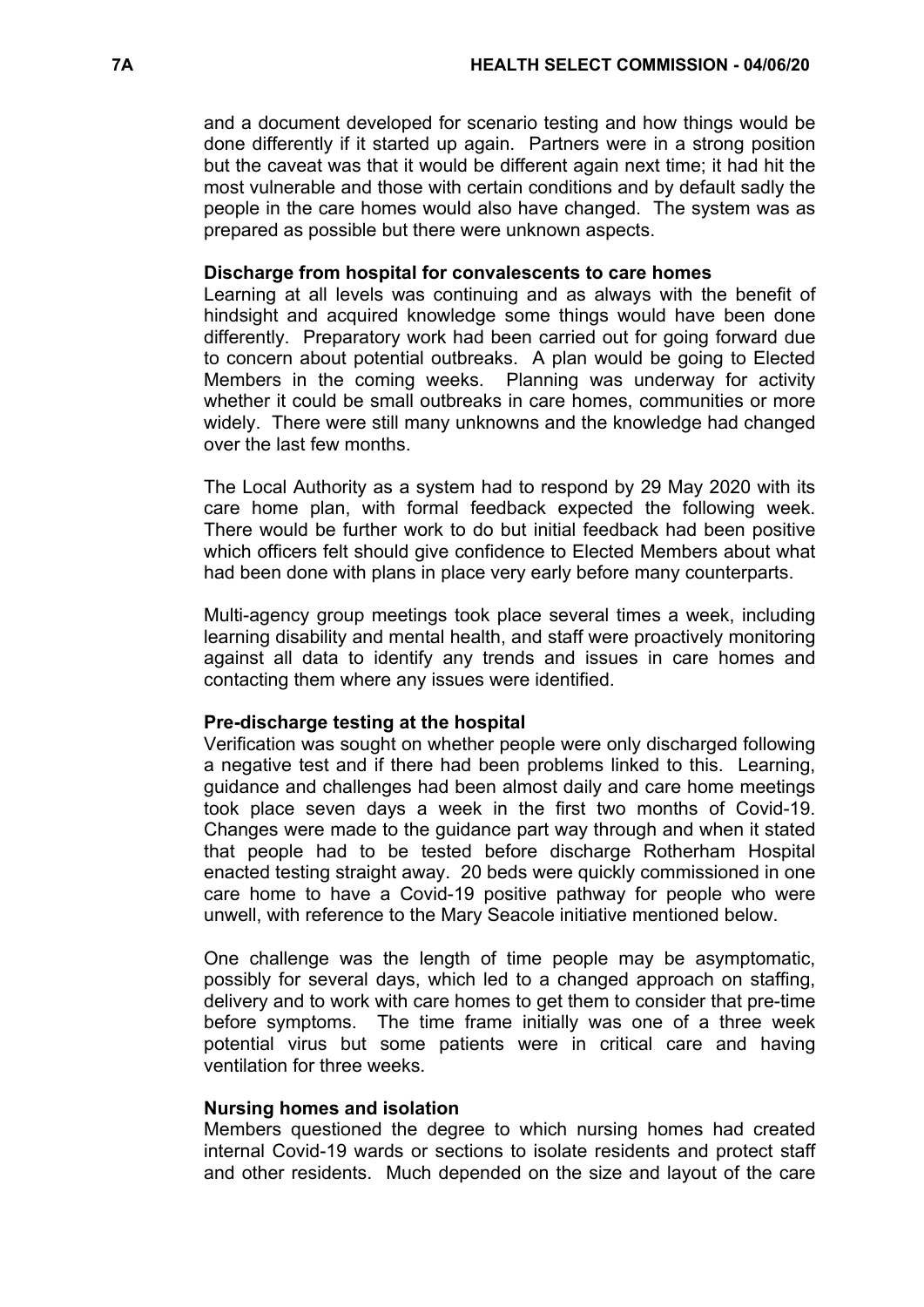and a document developed for scenario testing and how things would be done differently if it started up again. Partners were in a strong position but the caveat was that it would be different again next time; it had hit the most vulnerable and those with certain conditions and by default sadly the people in the care homes would also have changed. The system was as prepared as possible but there were unknown aspects.

**Discharge from hospital for convalescents to care homes**

Learning at all levels was continuing and as always with the benefit of hindsight and acquired knowledge some things would have been done differently. Preparatory work had been carried out for going forward due to concern about potential outbreaks. A plan would be going to Elected Members in the coming weeks. Planning was underway for activity whether it could be small outbreaks in care homes, communities or more widely. There were still many unknowns and the knowledge had changed over the last few months.

The Local Authority as a system had to respond by 29 May 2020 with its care home plan, with formal feedback expected the following week. There would be further work to do but initial feedback had been positive which officers felt should give confidence to Elected Members about what had been done with plans in place very early before many counterparts.

Multi-agency group meetings took place several times a week, including learning disability and mental health, and staff were proactively monitoring against all data to identify any trends and issues in care homes and contacting them where any issues were identified.

**Pre-discharge testing at the hospital**

Verification was sought on whether people were only discharged following a negative test and if there had been problems linked to this. Learning, guidance and challenges had been almost daily and care home meetings took place seven days a week in the first two months of Covid-19. Changes were made to the guidance part way through and when it stated that people had to be tested before discharge Rotherham Hospital enacted testing straight away. 20 beds were quickly commissioned in one care home to have a Covid-19 positive pathway for people who were unwell, with reference to the Mary Seacole initiative mentioned below.

One challenge was the length of time people may be asymptomatic, possibly for several days, which led to a changed approach on staffing, delivery and to work with care homes to get them to consider that pre-time before symptoms. The time frame initially was one of a three week potential virus but some patients were in critical care and having ventilation for three weeks.

**Nursing homes and isolation**

Members questioned the degree to which nursing homes had created internal Covid-19 wards or sections to isolate residents and protect staff and other residents. Much depended on the size and layout of the care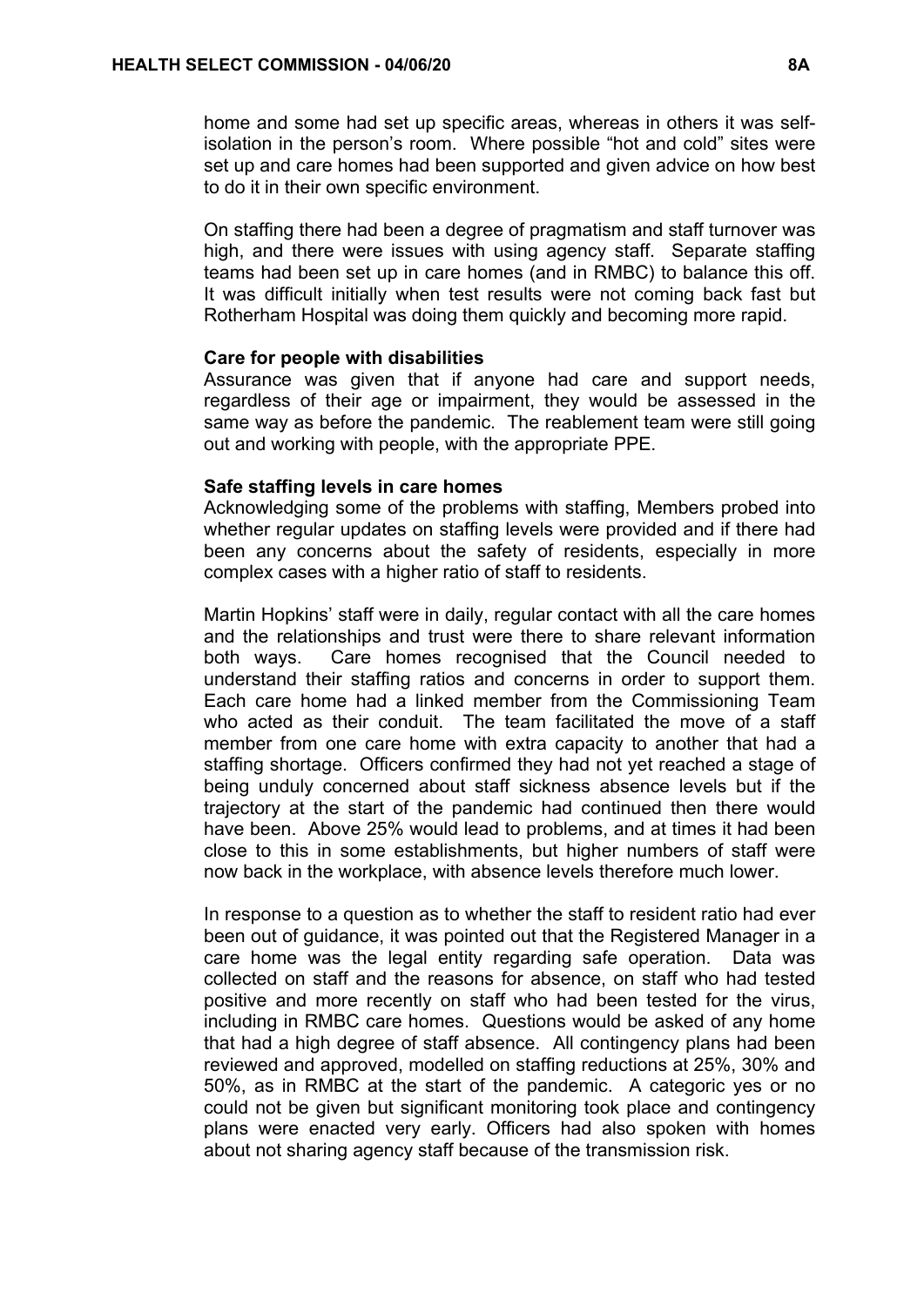home and some had set up specific areas, whereas in others it was self-isolation in the person's room. Where possible "hot and cold" sites were set up and care homes had been supported and given advice on how best to do it in their own specific environment.

On staffing there had been a degree of pragmatism and staff turnover was high, and there were issues with using agency staff. Separate staffing teams had been set up in care homes (and in RMBC) to balance this off. It was difficult initially when test results were not coming back fast but Rotherham Hospital was doing them quickly and becoming more rapid.

**Care for people with disabilities**

Assurance was given that if anyone had care and support needs, regardless of their age or impairment, they would be assessed in the same way as before the pandemic. The reablement team were still going out and working with people, with the appropriate PPE.

**Safe staffing levels in care homes**

Acknowledging some of the problems with staffing, Members probed into whether regular updates on staffing levels were provided and if there had been any concerns about the safety of residents, especially in more complex cases with a higher ratio of staff to residents.

Martin Hopkins' staff were in daily, regular contact with all the care homes and the relationships and trust were there to share relevant information both ways. Care homes recognised that the Council needed to understand their staffing ratios and concerns in order to support them. Each care home had a linked member from the Commissioning Team who acted as their conduit. The team facilitated the move of a staff member from one care home with extra capacity to another that had a staffing shortage. Officers confirmed they had not yet reached a stage of being unduly concerned about staff sickness absence levels but if the trajectory at the start of the pandemic had continued then there would have been. Above 25% would lead to problems, and at times it had been close to this in some establishments, but higher numbers of staff were now back in the workplace, with absence levels therefore much lower.

In response to a question as to whether the staff to resident ratio had ever been out of guidance, it was pointed out that the Registered Manager in a care home was the legal entity regarding safe operation. Data was collected on staff and the reasons for absence, on staff who had tested positive and more recently on staff who had been tested for the virus, including in RMBC care homes. Questions would be asked of any home that had a high degree of staff absence. All contingency plans had been reviewed and approved, modelled on staffing reductions at 25%, 30% and 50%, as in RMBC at the start of the pandemic. A categoric yes or no could not be given but significant monitoring took place and contingency plans were enacted very early. Officers had also spoken with homes about not sharing agency staff because of the transmission risk.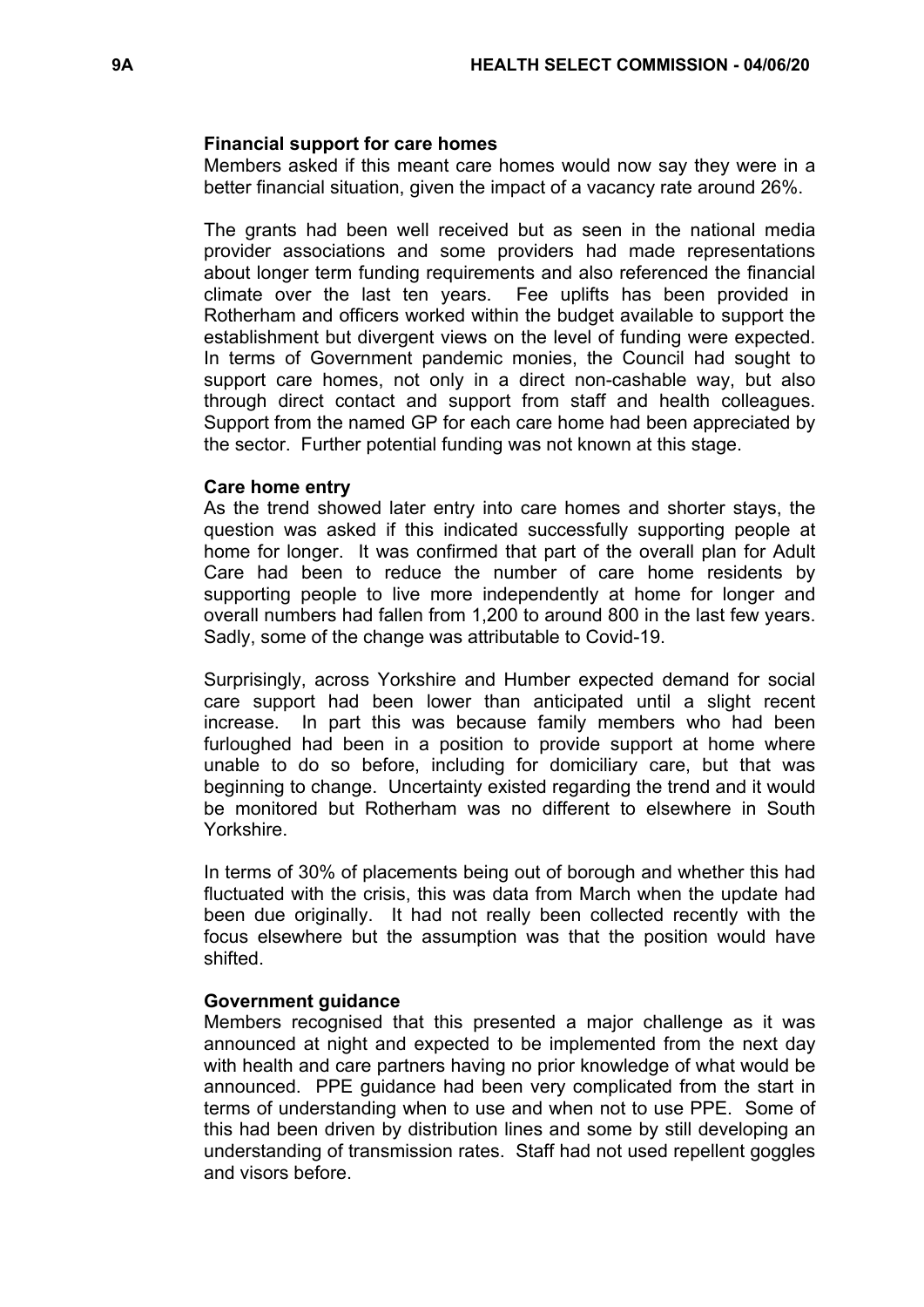**Financial support for care homes**

Members asked if this meant care homes would now say they were in a better financial situation, given the impact of a vacancy rate around 26%.

The grants had been well received but as seen in the national media provider associations and some providers had made representations about longer term funding requirements and also referenced the financial climate over the last ten years. Fee uplifts has been provided in Rotherham and officers worked within the budget available to support the establishment but divergent views on the level of funding were expected. In terms of Government pandemic monies, the Council had sought to support care homes, not only in a direct non-cashable way, but also through direct contact and support from staff and health colleagues. Support from the named GP for each care home had been appreciated by the sector. Further potential funding was not known at this stage.

**Care home entry**

As the trend showed later entry into care homes and shorter stays, the question was asked if this indicated successfully supporting people at home for longer. It was confirmed that part of the overall plan for Adult Care had been to reduce the number of care home residents by supporting people to live more independently at home for longer and overall numbers had fallen from 1,200 to around 800 in the last few years. Sadly, some of the change was attributable to Covid-19.

Surprisingly, across Yorkshire and Humber expected demand for social care support had been lower than anticipated until a slight recent increase. In part this was because family members who had been furloughed had been in a position to provide support at home where unable to do so before, including for domiciliary care, but that was beginning to change. Uncertainty existed regarding the trend and it would be monitored but Rotherham was no different to elsewhere in South Yorkshire.

In terms of 30% of placements being out of borough and whether this had fluctuated with the crisis, this was data from March when the update had been due originally. It had not really been collected recently with the focus elsewhere but the assumption was that the position would have shifted.

**Government guidance**

Members recognised that this presented a major challenge as it was announced at night and expected to be implemented from the next day with health and care partners having no prior knowledge of what would be announced. PPE guidance had been very complicated from the start in terms of understanding when to use and when not to use PPE. Some of this had been driven by distribution lines and some by still developing an understanding of transmission rates. Staff had not used repellent goggles and visors before.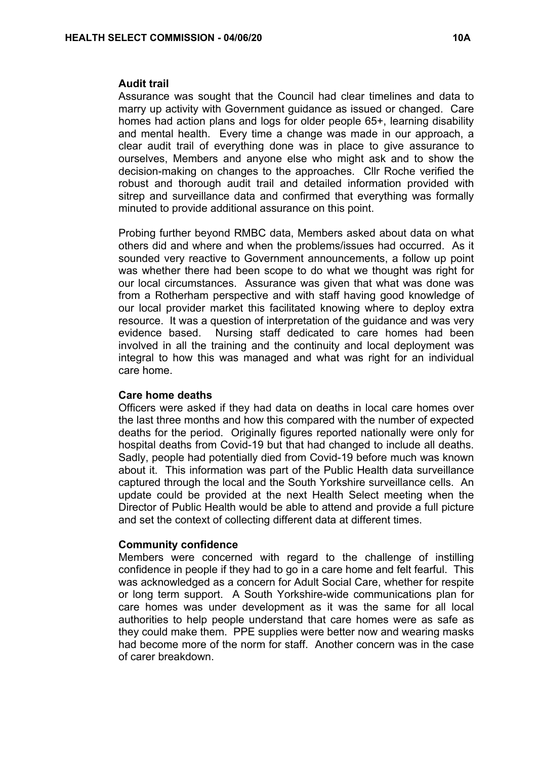**Audit trail**

Assurance was sought that the Council had clear timelines and data to marry up activity with Government guidance as issued or changed. Care homes had action plans and logs for older people 65+, learning disability and mental health. Every time a change was made in our approach, a clear audit trail of everything done was in place to give assurance to ourselves, Members and anyone else who might ask and to show the decision-making on changes to the approaches. Cllr Roche verified the robust and thorough audit trail and detailed information provided with sitrep and surveillance data and confirmed that everything was formally minuted to provide additional assurance on this point.

Probing further beyond RMBC data, Members asked about data on what others did and where and when the problems/issues had occurred. As it sounded very reactive to Government announcements, a follow up point was whether there had been scope to do what we thought was right for our local circumstances. Assurance was given that what was done was from a Rotherham perspective and with staff having good knowledge of our local provider market this facilitated knowing where to deploy extra resource. It was a question of interpretation of the guidance and was very evidence based. Nursing staff dedicated to care homes had been involved in all the training and the continuity and local deployment was integral to how this was managed and what was right for an individual care home.

**Care home deaths**

Officers were asked if they had data on deaths in local care homes over the last three months and how this compared with the number of expected deaths for the period. Originally figures reported nationally were only for hospital deaths from Covid-19 but that had changed to include all deaths. Sadly, people had potentially died from Covid-19 before much was known about it. This information was part of the Public Health data surveillance captured through the local and the South Yorkshire surveillance cells. An update could be provided at the next Health Select meeting when the Director of Public Health would be able to attend and provide a full picture and set the context of collecting different data at different times.

**Community confidence**

Members were concerned with regard to the challenge of instilling confidence in people if they had to go in a care home and felt fearful. This was acknowledged as a concern for Adult Social Care, whether for respite or long term support. A South Yorkshire-wide communications plan for care homes was under development as it was the same for all local authorities to help people understand that care homes were as safe as they could make them. PPE supplies were better now and wearing masks had become more of the norm for staff. Another concern was in the case of carer breakdown.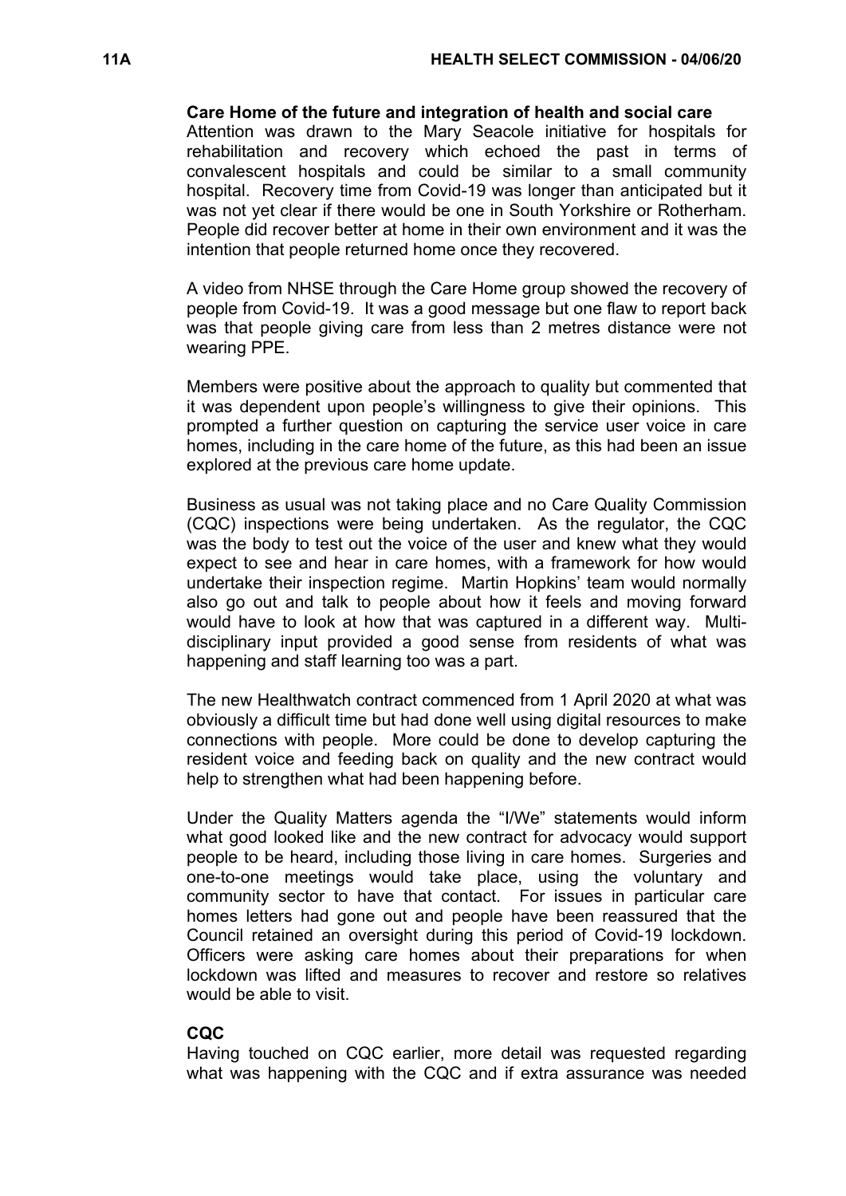**Care Home of the future and integration of health and social care**
Attention was drawn to the Mary Seacole initiative for hospitals for rehabilitation and recovery which echoed the past in terms of convalescent hospitals and could be similar to a small community hospital. Recovery time from Covid-19 was longer than anticipated but it was not yet clear if there would be one in South Yorkshire or Rotherham. People did recover better at home in their own environment and it was the intention that people returned home once they recovered.

A video from NHSE through the Care Home group showed the recovery of people from Covid-19. It was a good message but one flaw to report back was that people giving care from less than 2 metres distance were not wearing PPE.

Members were positive about the approach to quality but commented that it was dependent upon people's willingness to give their opinions. This prompted a further question on capturing the service user voice in care homes, including in the care home of the future, as this had been an issue explored at the previous care home update.

Business as usual was not taking place and no Care Quality Commission (CQC) inspections were being undertaken. As the regulator, the CQC was the body to test out the voice of the user and knew what they would expect to see and hear in care homes, with a framework for how would undertake their inspection regime. Martin Hopkins' team would normally also go out and talk to people about how it feels and moving forward would have to look at how that was captured in a different way. Multi-disciplinary input provided a good sense from residents of what was happening and staff learning too was a part.

The new Healthwatch contract commenced from 1 April 2020 at what was obviously a difficult time but had done well using digital resources to make connections with people. More could be done to develop capturing the resident voice and feeding back on quality and the new contract would help to strengthen what had been happening before.

Under the Quality Matters agenda the "I/We" statements would inform what good looked like and the new contract for advocacy would support people to be heard, including those living in care homes. Surgeries and one-to-one meetings would take place, using the voluntary and community sector to have that contact. For issues in particular care homes letters had gone out and people have been reassured that the Council retained an oversight during this period of Covid-19 lockdown. Officers were asking care homes about their preparations for when lockdown was lifted and measures to recover and restore so relatives would be able to visit.

**CQC**
Having touched on CQC earlier, more detail was requested regarding what was happening with the CQC and if extra assurance was needed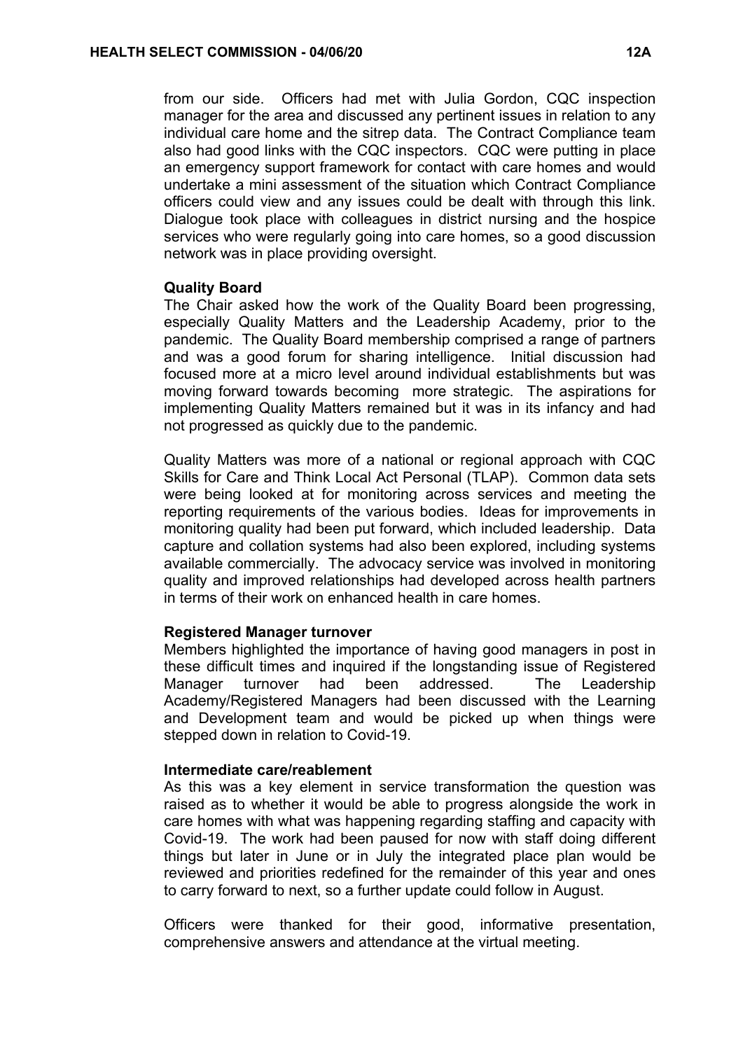from our side. Officers had met with Julia Gordon, CQC inspection manager for the area and discussed any pertinent issues in relation to any individual care home and the sitrep data. The Contract Compliance team also had good links with the CQC inspectors. CQC were putting in place an emergency support framework for contact with care homes and would undertake a mini assessment of the situation which Contract Compliance officers could view and any issues could be dealt with through this link. Dialogue took place with colleagues in district nursing and the hospice services who were regularly going into care homes, so a good discussion network was in place providing oversight.

**Quality Board**

The Chair asked how the work of the Quality Board been progressing, especially Quality Matters and the Leadership Academy, prior to the pandemic. The Quality Board membership comprised a range of partners and was a good forum for sharing intelligence. Initial discussion had focused more at a micro level around individual establishments but was moving forward towards becoming more strategic. The aspirations for implementing Quality Matters remained but it was in its infancy and had not progressed as quickly due to the pandemic.

Quality Matters was more of a national or regional approach with CQC Skills for Care and Think Local Act Personal (TLAP). Common data sets were being looked at for monitoring across services and meeting the reporting requirements of the various bodies. Ideas for improvements in monitoring quality had been put forward, which included leadership. Data capture and collation systems had also been explored, including systems available commercially. The advocacy service was involved in monitoring quality and improved relationships had developed across health partners in terms of their work on enhanced health in care homes.

**Registered Manager turnover**

Members highlighted the importance of having good managers in post in these difficult times and inquired if the longstanding issue of Registered Manager turnover had been addressed. The Leadership Academy/Registered Managers had been discussed with the Learning and Development team and would be picked up when things were stepped down in relation to Covid-19.

**Intermediate care/reablement**

As this was a key element in service transformation the question was raised as to whether it would be able to progress alongside the work in care homes with what was happening regarding staffing and capacity with Covid-19. The work had been paused for now with staff doing different things but later in June or in July the integrated place plan would be reviewed and priorities redefined for the remainder of this year and ones to carry forward to next, so a further update could follow in August.

Officers were thanked for their good, informative presentation, comprehensive answers and attendance at the virtual meeting.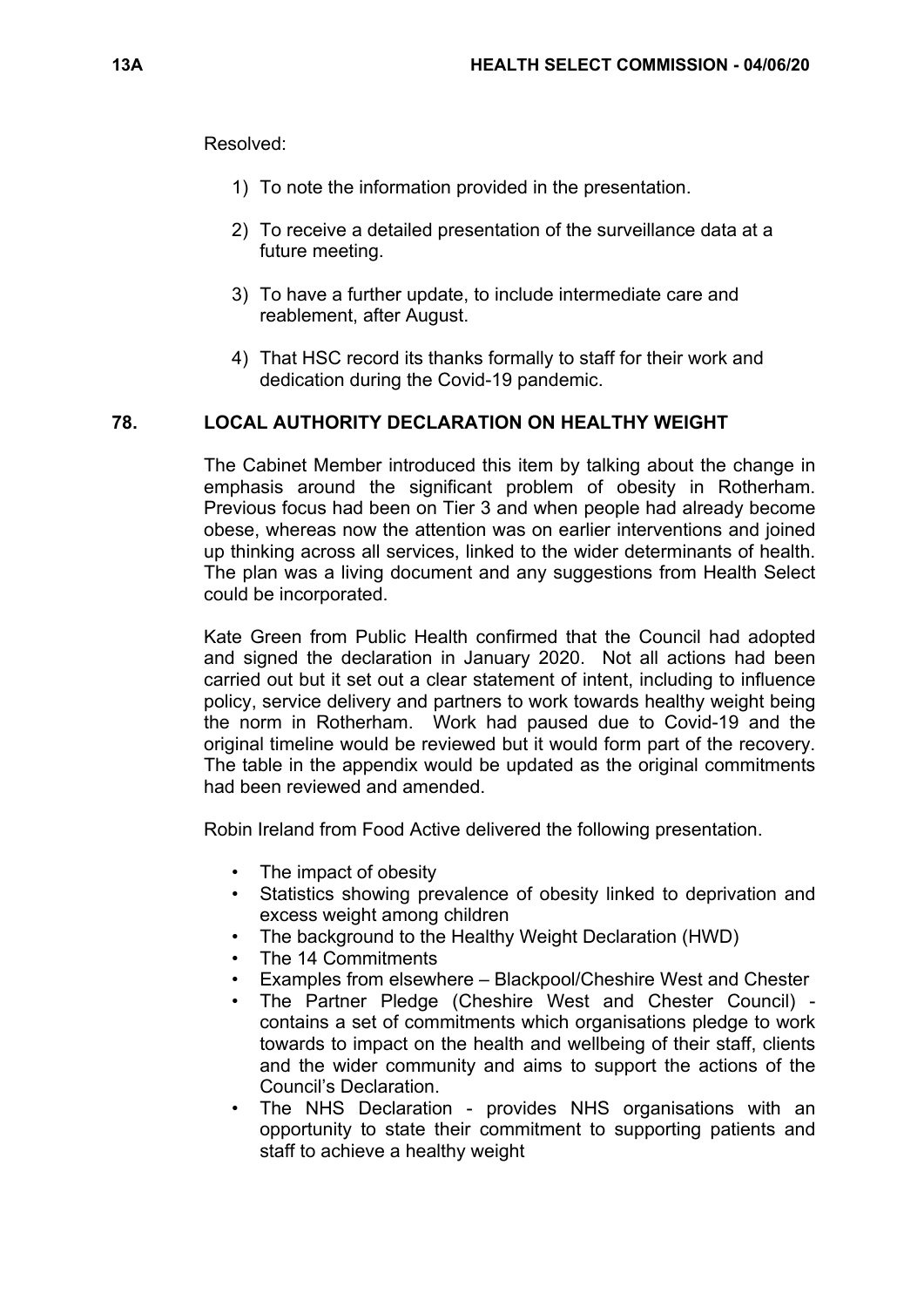Resolved:

1) To note the information provided in the presentation.

2) To receive a detailed presentation of the surveillance data at a future meeting.

3) To have a further update, to include intermediate care and reablement, after August.

4) That HSC record its thanks formally to staff for their work and dedication during the Covid-19 pandemic.

## 78. LOCAL AUTHORITY DECLARATION ON HEALTHY WEIGHT

The Cabinet Member introduced this item by talking about the change in emphasis around the significant problem of obesity in Rotherham. Previous focus had been on Tier 3 and when people had already become obese, whereas now the attention was on earlier interventions and joined up thinking across all services, linked to the wider determinants of health. The plan was a living document and any suggestions from Health Select could be incorporated.

Kate Green from Public Health confirmed that the Council had adopted and signed the declaration in January 2020. Not all actions had been carried out but it set out a clear statement of intent, including to influence policy, service delivery and partners to work towards healthy weight being the norm in Rotherham. Work had paused due to Covid-19 and the original timeline would be reviewed but it would form part of the recovery. The table in the appendix would be updated as the original commitments had been reviewed and amended.

Robin Ireland from Food Active delivered the following presentation.

- The impact of obesity
- Statistics showing prevalence of obesity linked to deprivation and excess weight among children
- The background to the Healthy Weight Declaration (HWD)
- The 14 Commitments
- Examples from elsewhere – Blackpool/Cheshire West and Chester
- The Partner Pledge (Cheshire West and Chester Council) - contains a set of commitments which organisations pledge to work towards to impact on the health and wellbeing of their staff, clients and the wider community and aims to support the actions of the Council's Declaration.
- The NHS Declaration - provides NHS organisations with an opportunity to state their commitment to supporting patients and staff to achieve a healthy weight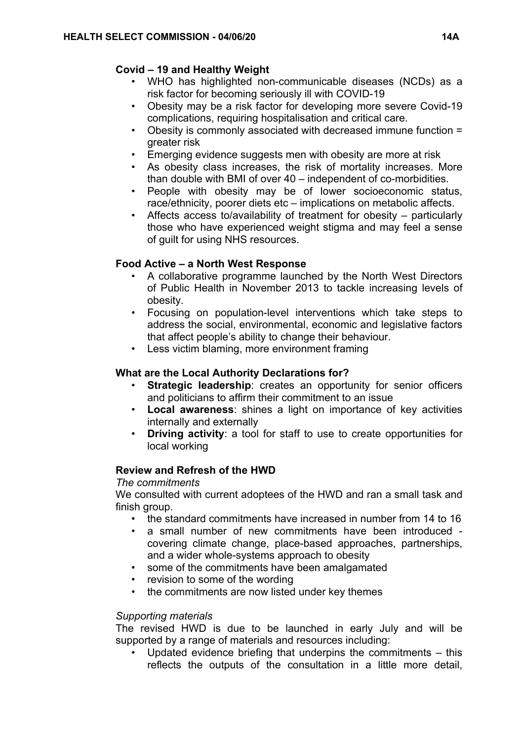### Covid – 19 and Healthy Weight

- WHO has highlighted non-communicable diseases (NCDs) as a risk factor for becoming seriously ill with COVID-19
- Obesity may be a risk factor for developing more severe Covid-19 complications, requiring hospitalisation and critical care.
- Obesity is commonly associated with decreased immune function = greater risk
- Emerging evidence suggests men with obesity are more at risk
- As obesity class increases, the risk of mortality increases. More than double with BMI of over 40 – independent of co-morbidities.
- People with obesity may be of lower socioeconomic status, race/ethnicity, poorer diets etc – implications on metabolic affects.
- Affects access to/availability of treatment for obesity – particularly those who have experienced weight stigma and may feel a sense of guilt for using NHS resources.

### Food Active – a North West Response

- A collaborative programme launched by the North West Directors of Public Health in November 2013 to tackle increasing levels of obesity.
- Focusing on population-level interventions which take steps to address the social, environmental, economic and legislative factors that affect people's ability to change their behaviour.
- Less victim blaming, more environment framing

### What are the Local Authority Declarations for?

- **Strategic leadership**: creates an opportunity for senior officers and politicians to affirm their commitment to an issue
- **Local awareness**: shines a light on importance of key activities internally and externally
- **Driving activity**: a tool for staff to use to create opportunities for local working

### Review and Refresh of the HWD

*The commitments*

We consulted with current adoptees of the HWD and ran a small task and finish group.

- the standard commitments have increased in number from 14 to 16
- a small number of new commitments have been introduced - covering climate change, place-based approaches, partnerships, and a wider whole-systems approach to obesity
- some of the commitments have been amalgamated
- revision to some of the wording
- the commitments are now listed under key themes

*Supporting materials*

The revised HWD is due to be launched in early July and will be supported by a range of materials and resources including:

- Updated evidence briefing that underpins the commitments – this reflects the outputs of the consultation in a little more detail,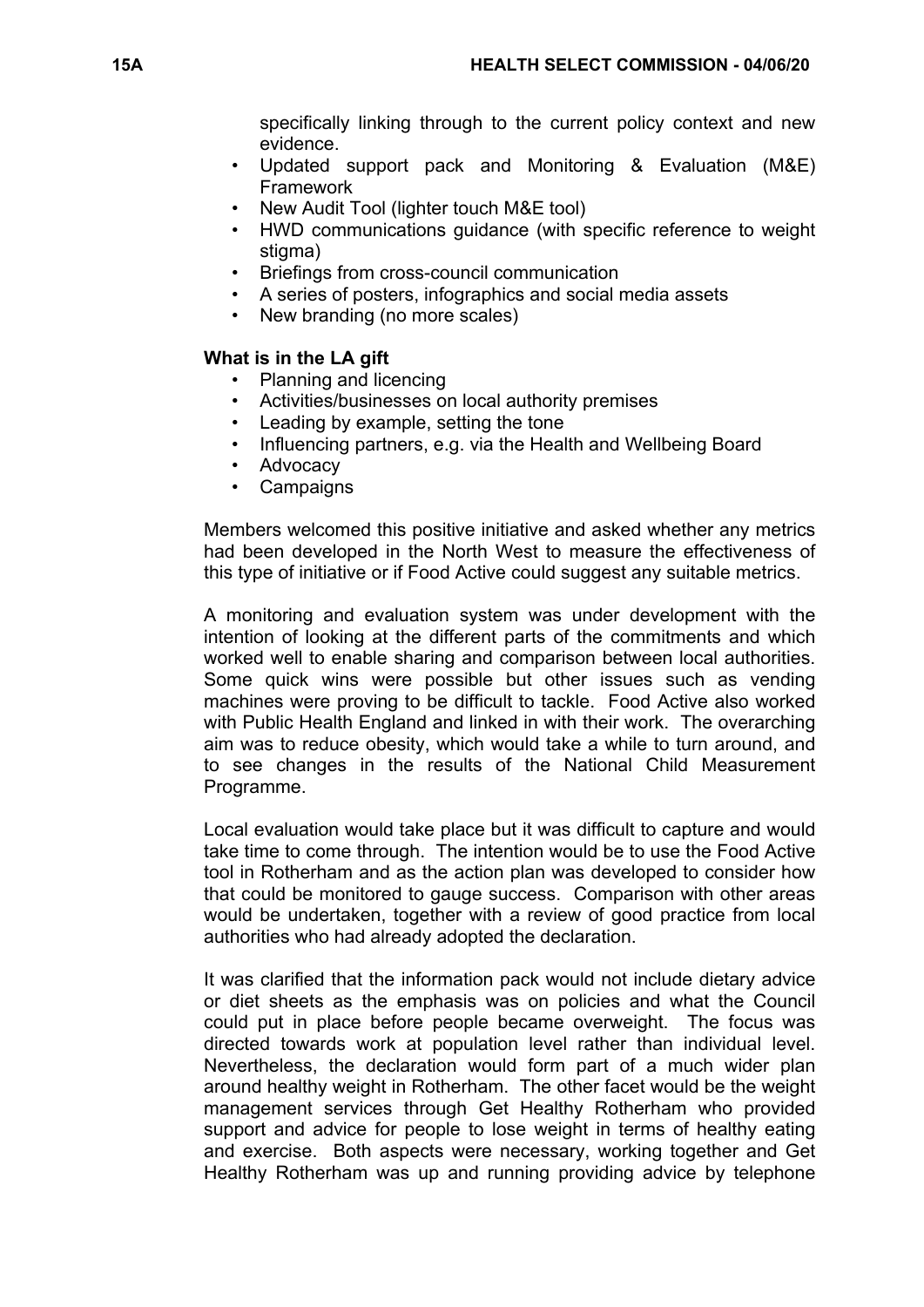specifically linking through to the current policy context and new evidence.

- Updated support pack and Monitoring & Evaluation (M&E) Framework
- New Audit Tool (lighter touch M&E tool)
- HWD communications guidance (with specific reference to weight stigma)
- Briefings from cross-council communication
- A series of posters, infographics and social media assets
- New branding (no more scales)

**What is in the LA gift**

- Planning and licencing
- Activities/businesses on local authority premises
- Leading by example, setting the tone
- Influencing partners, e.g. via the Health and Wellbeing Board
- Advocacy
- Campaigns

Members welcomed this positive initiative and asked whether any metrics had been developed in the North West to measure the effectiveness of this type of initiative or if Food Active could suggest any suitable metrics.

A monitoring and evaluation system was under development with the intention of looking at the different parts of the commitments and which worked well to enable sharing and comparison between local authorities. Some quick wins were possible but other issues such as vending machines were proving to be difficult to tackle. Food Active also worked with Public Health England and linked in with their work. The overarching aim was to reduce obesity, which would take a while to turn around, and to see changes in the results of the National Child Measurement Programme.

Local evaluation would take place but it was difficult to capture and would take time to come through. The intention would be to use the Food Active tool in Rotherham and as the action plan was developed to consider how that could be monitored to gauge success. Comparison with other areas would be undertaken, together with a review of good practice from local authorities who had already adopted the declaration.

It was clarified that the information pack would not include dietary advice or diet sheets as the emphasis was on policies and what the Council could put in place before people became overweight. The focus was directed towards work at population level rather than individual level. Nevertheless, the declaration would form part of a much wider plan around healthy weight in Rotherham. The other facet would be the weight management services through Get Healthy Rotherham who provided support and advice for people to lose weight in terms of healthy eating and exercise. Both aspects were necessary, working together and Get Healthy Rotherham was up and running providing advice by telephone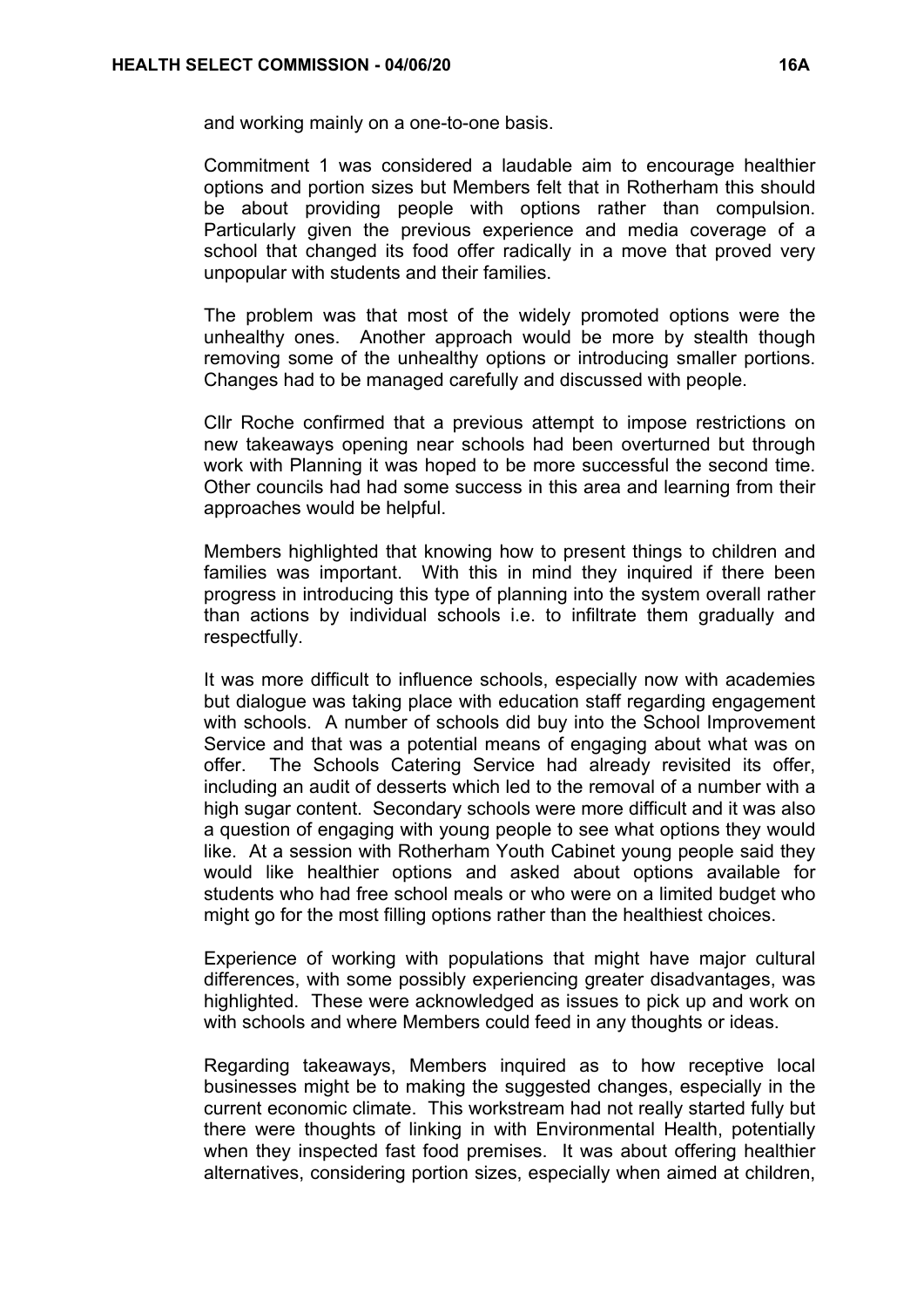and working mainly on a one-to-one basis.

Commitment 1 was considered a laudable aim to encourage healthier options and portion sizes but Members felt that in Rotherham this should be about providing people with options rather than compulsion. Particularly given the previous experience and media coverage of a school that changed its food offer radically in a move that proved very unpopular with students and their families.

The problem was that most of the widely promoted options were the unhealthy ones. Another approach would be more by stealth though removing some of the unhealthy options or introducing smaller portions. Changes had to be managed carefully and discussed with people.

Cllr Roche confirmed that a previous attempt to impose restrictions on new takeaways opening near schools had been overturned but through work with Planning it was hoped to be more successful the second time. Other councils had had some success in this area and learning from their approaches would be helpful.

Members highlighted that knowing how to present things to children and families was important. With this in mind they inquired if there been progress in introducing this type of planning into the system overall rather than actions by individual schools i.e. to infiltrate them gradually and respectfully.

It was more difficult to influence schools, especially now with academies but dialogue was taking place with education staff regarding engagement with schools. A number of schools did buy into the School Improvement Service and that was a potential means of engaging about what was on offer. The Schools Catering Service had already revisited its offer, including an audit of desserts which led to the removal of a number with a high sugar content. Secondary schools were more difficult and it was also a question of engaging with young people to see what options they would like. At a session with Rotherham Youth Cabinet young people said they would like healthier options and asked about options available for students who had free school meals or who were on a limited budget who might go for the most filling options rather than the healthiest choices.

Experience of working with populations that might have major cultural differences, with some possibly experiencing greater disadvantages, was highlighted. These were acknowledged as issues to pick up and work on with schools and where Members could feed in any thoughts or ideas.

Regarding takeaways, Members inquired as to how receptive local businesses might be to making the suggested changes, especially in the current economic climate. This workstream had not really started fully but there were thoughts of linking in with Environmental Health, potentially when they inspected fast food premises. It was about offering healthier alternatives, considering portion sizes, especially when aimed at children,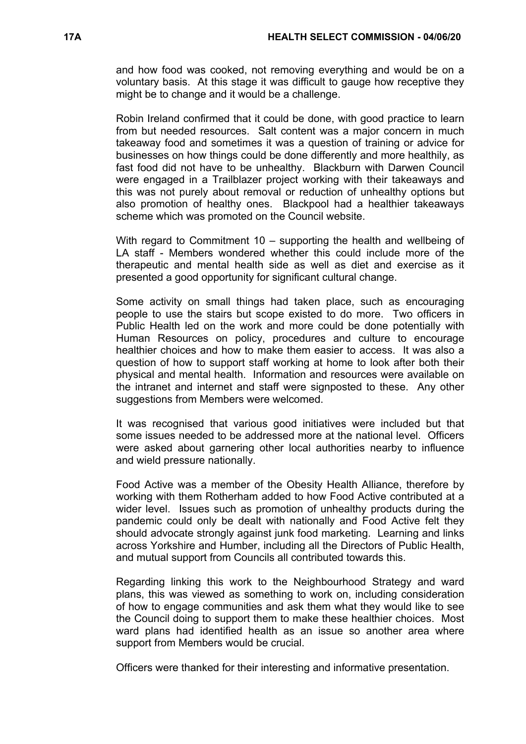and how food was cooked, not removing everything and would be on a voluntary basis. At this stage it was difficult to gauge how receptive they might be to change and it would be a challenge.

Robin Ireland confirmed that it could be done, with good practice to learn from but needed resources. Salt content was a major concern in much takeaway food and sometimes it was a question of training or advice for businesses on how things could be done differently and more healthily, as fast food did not have to be unhealthy. Blackburn with Darwen Council were engaged in a Trailblazer project working with their takeaways and this was not purely about removal or reduction of unhealthy options but also promotion of healthy ones. Blackpool had a healthier takeaways scheme which was promoted on the Council website.

With regard to Commitment 10 – supporting the health and wellbeing of LA staff - Members wondered whether this could include more of the therapeutic and mental health side as well as diet and exercise as it presented a good opportunity for significant cultural change.

Some activity on small things had taken place, such as encouraging people to use the stairs but scope existed to do more. Two officers in Public Health led on the work and more could be done potentially with Human Resources on policy, procedures and culture to encourage healthier choices and how to make them easier to access. It was also a question of how to support staff working at home to look after both their physical and mental health. Information and resources were available on the intranet and internet and staff were signposted to these. Any other suggestions from Members were welcomed.

It was recognised that various good initiatives were included but that some issues needed to be addressed more at the national level. Officers were asked about garnering other local authorities nearby to influence and wield pressure nationally.

Food Active was a member of the Obesity Health Alliance, therefore by working with them Rotherham added to how Food Active contributed at a wider level. Issues such as promotion of unhealthy products during the pandemic could only be dealt with nationally and Food Active felt they should advocate strongly against junk food marketing. Learning and links across Yorkshire and Humber, including all the Directors of Public Health, and mutual support from Councils all contributed towards this.

Regarding linking this work to the Neighbourhood Strategy and ward plans, this was viewed as something to work on, including consideration of how to engage communities and ask them what they would like to see the Council doing to support them to make these healthier choices. Most ward plans had identified health as an issue so another area where support from Members would be crucial.

Officers were thanked for their interesting and informative presentation.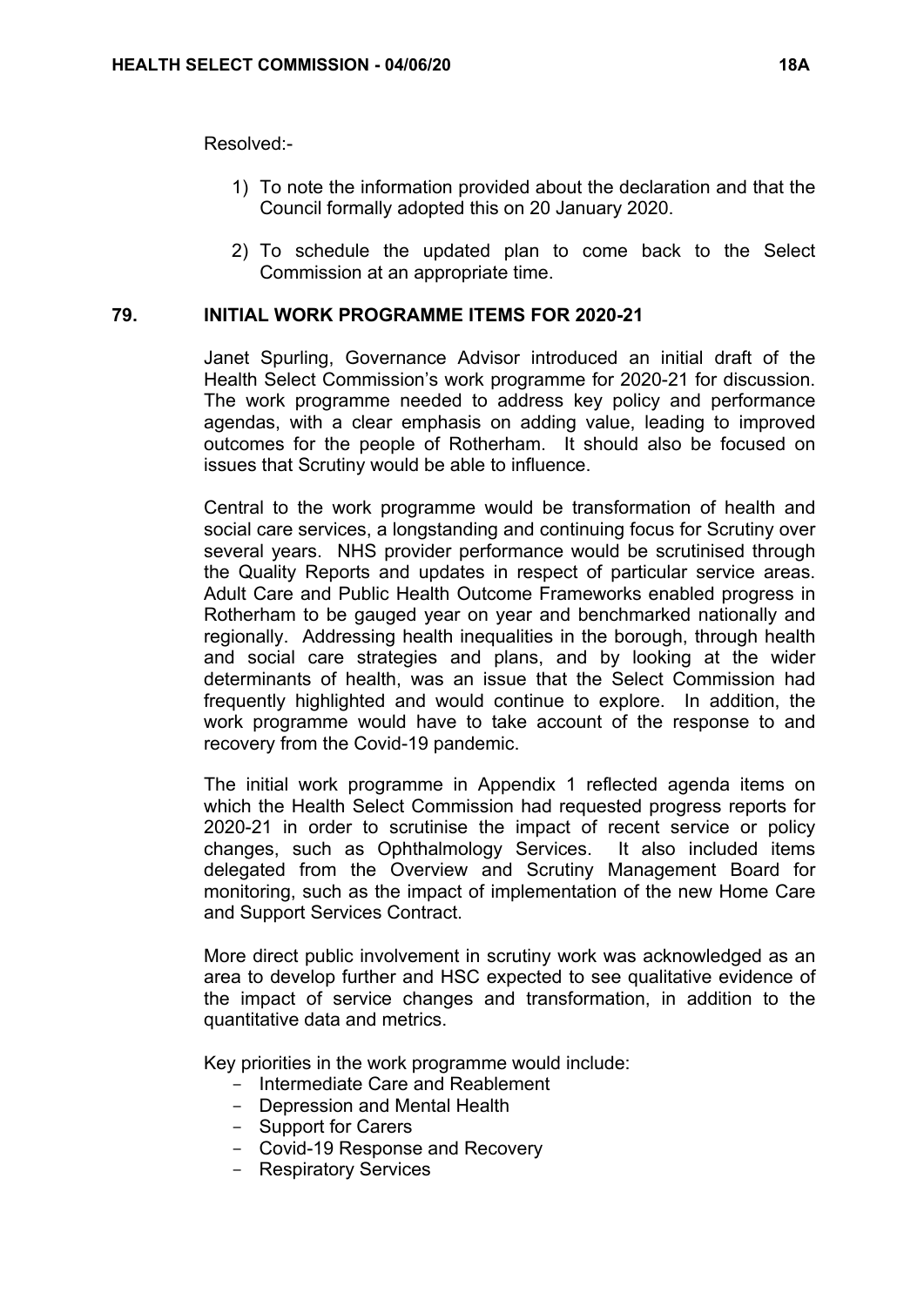Resolved:-

1) To note the information provided about the declaration and that the Council formally adopted this on 20 January 2020.

2) To schedule the updated plan to come back to the Select Commission at an appropriate time.

## 79. INITIAL WORK PROGRAMME ITEMS FOR 2020-21

Janet Spurling, Governance Advisor introduced an initial draft of the Health Select Commission's work programme for 2020-21 for discussion. The work programme needed to address key policy and performance agendas, with a clear emphasis on adding value, leading to improved outcomes for the people of Rotherham. It should also be focused on issues that Scrutiny would be able to influence.

Central to the work programme would be transformation of health and social care services, a longstanding and continuing focus for Scrutiny over several years. NHS provider performance would be scrutinised through the Quality Reports and updates in respect of particular service areas. Adult Care and Public Health Outcome Frameworks enabled progress in Rotherham to be gauged year on year and benchmarked nationally and regionally. Addressing health inequalities in the borough, through health and social care strategies and plans, and by looking at the wider determinants of health, was an issue that the Select Commission had frequently highlighted and would continue to explore. In addition, the work programme would have to take account of the response to and recovery from the Covid-19 pandemic.

The initial work programme in Appendix 1 reflected agenda items on which the Health Select Commission had requested progress reports for 2020-21 in order to scrutinise the impact of recent service or policy changes, such as Ophthalmology Services. It also included items delegated from the Overview and Scrutiny Management Board for monitoring, such as the impact of implementation of the new Home Care and Support Services Contract.

More direct public involvement in scrutiny work was acknowledged as an area to develop further and HSC expected to see qualitative evidence of the impact of service changes and transformation, in addition to the quantitative data and metrics.

Key priorities in the work programme would include:

- Intermediate Care and Reablement
- Depression and Mental Health
- Support for Carers
- Covid-19 Response and Recovery
- Respiratory Services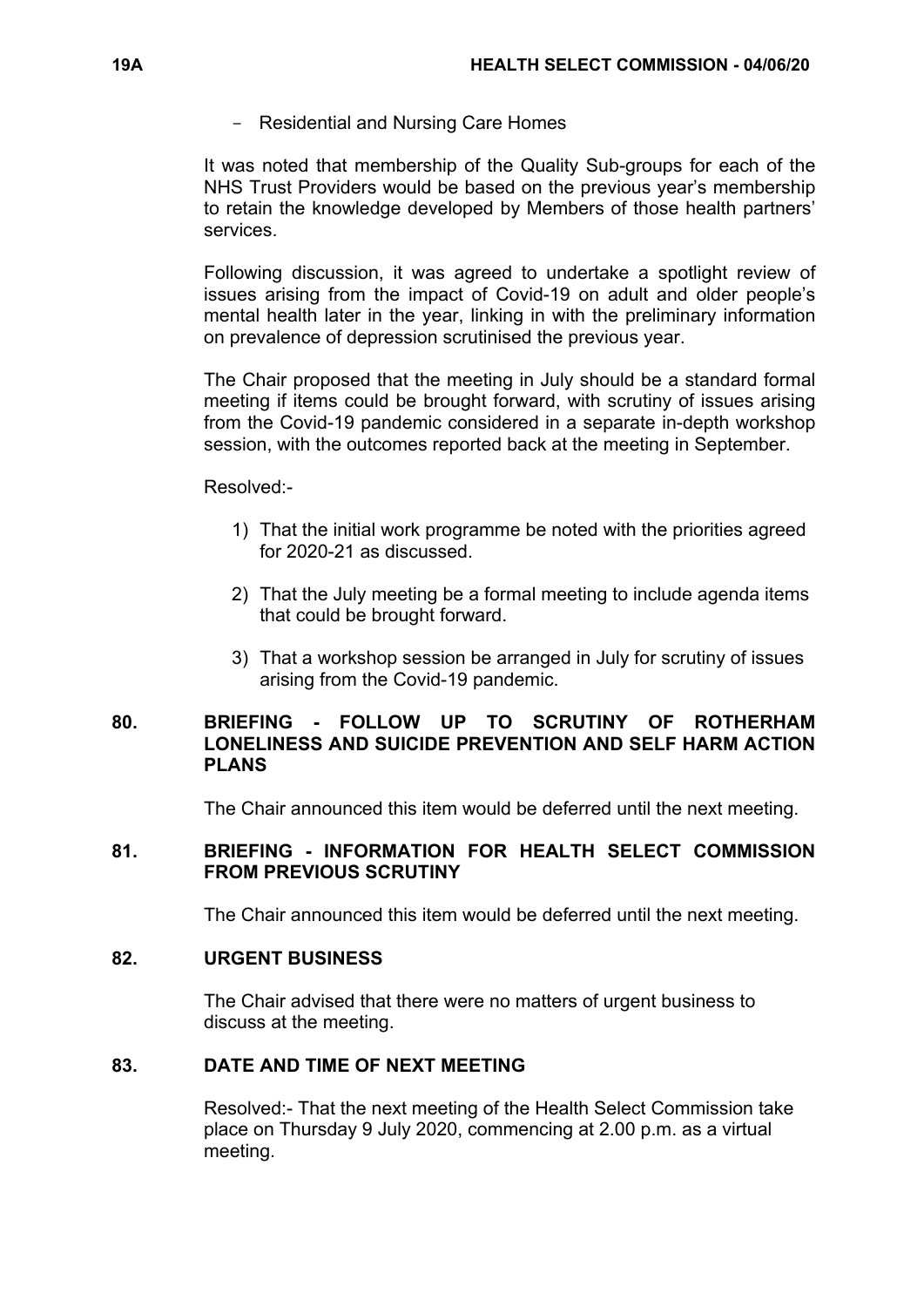- Residential and Nursing Care Homes

It was noted that membership of the Quality Sub-groups for each of the NHS Trust Providers would be based on the previous year's membership to retain the knowledge developed by Members of those health partners' services.

Following discussion, it was agreed to undertake a spotlight review of issues arising from the impact of Covid-19 on adult and older people's mental health later in the year, linking in with the preliminary information on prevalence of depression scrutinised the previous year.

The Chair proposed that the meeting in July should be a standard formal meeting if items could be brought forward, with scrutiny of issues arising from the Covid-19 pandemic considered in a separate in-depth workshop session, with the outcomes reported back at the meeting in September.

Resolved:-

1) That the initial work programme be noted with the priorities agreed for 2020-21 as discussed.

2) That the July meeting be a formal meeting to include agenda items that could be brought forward.

3) That a workshop session be arranged in July for scrutiny of issues arising from the Covid-19 pandemic.

## 80. BRIEFING - FOLLOW UP TO SCRUTINY OF ROTHERHAM LONELINESS AND SUICIDE PREVENTION AND SELF HARM ACTION PLANS

The Chair announced this item would be deferred until the next meeting.

## 81. BRIEFING - INFORMATION FOR HEALTH SELECT COMMISSION FROM PREVIOUS SCRUTINY

The Chair announced this item would be deferred until the next meeting.

## 82. URGENT BUSINESS

The Chair advised that there were no matters of urgent business to discuss at the meeting.

## 83. DATE AND TIME OF NEXT MEETING

Resolved:- That the next meeting of the Health Select Commission take place on Thursday 9 July 2020, commencing at 2.00 p.m. as a virtual meeting.